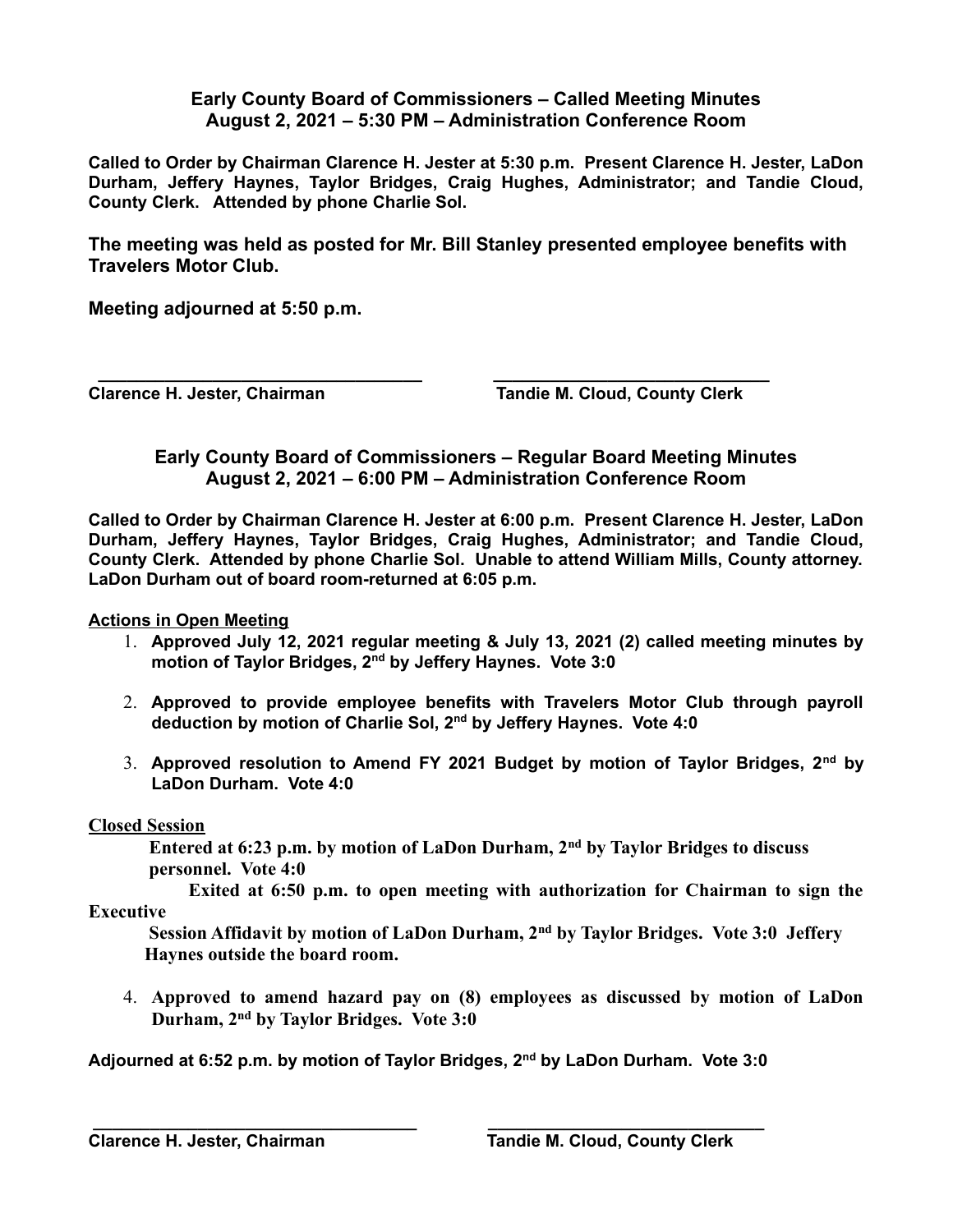**Early County Board of Commissioners – Called Meeting Minutes**
**August 2, 2021 – 5:30 PM – Administration Conference Room**

**Called to Order by Chairman Clarence H. Jester at 5:30 p.m. Present Clarence H. Jester, LaDon Durham, Jeffery Haynes, Taylor Bridges, Craig Hughes, Administrator; and Tandie Cloud, County Clerk. Attended by phone Charlie Sol.**

**The meeting was held as posted for Mr. Bill Stanley presented employee benefits with Travelers Motor Club.**

**Meeting adjourned at 5:50 p.m.**

**\_\_\_\_\_\_\_\_\_\_\_\_\_\_\_\_\_\_\_\_\_\_\_\_\_\_\_\_\_\_\_\_\_\_\_\_ \_\_\_\_\_\_\_\_\_\_\_\_\_\_\_\_\_\_\_\_\_\_\_\_\_\_\_\_\_\_\_**
**Clarence H. Jester, Chairman Tandie M. Cloud, County Clerk**

**Early County Board of Commissioners – Regular Board Meeting Minutes**
**August 2, 2021 – 6:00 PM – Administration Conference Room**

**Called to Order by Chairman Clarence H. Jester at 6:00 p.m. Present Clarence H. Jester, LaDon Durham, Jeffery Haynes, Taylor Bridges, Craig Hughes, Administrator; and Tandie Cloud, County Clerk. Attended by phone Charlie Sol. Unable to attend William Mills, County attorney. LaDon Durham out of board room-returned at 6:05 p.m.**

**Actions in Open Meeting**

1. **Approved July 12, 2021 regular meeting & July 13, 2021 (2) called meeting minutes by motion of Taylor Bridges, 2nd by Jeffery Haynes. Vote 3:0**

2. **Approved to provide employee benefits with Travelers Motor Club through payroll deduction by motion of Charlie Sol, 2nd by Jeffery Haynes. Vote 4:0**

3. **Approved resolution to Amend FY 2021 Budget by motion of Taylor Bridges, 2nd by LaDon Durham. Vote 4:0**

**Closed Session**

**Entered at 6:23 p.m. by motion of LaDon Durham, 2nd by Taylor Bridges to discuss personnel. Vote 4:0**

**Exited at 6:50 p.m. to open meeting with authorization for Chairman to sign the Executive Session Affidavit by motion of LaDon Durham, 2nd by Taylor Bridges. Vote 3:0 Jeffery Haynes outside the board room.**

4. **Approved to amend hazard pay on (8) employees as discussed by motion of LaDon Durham, 2nd by Taylor Bridges. Vote 3:0**

**Adjourned at 6:52 p.m. by motion of Taylor Bridges, 2nd by LaDon Durham. Vote 3:0**

**\_\_\_\_\_\_\_\_\_\_\_\_\_\_\_\_\_\_\_\_\_\_\_\_\_\_\_\_\_\_\_\_\_\_\_\_ \_\_\_\_\_\_\_\_\_\_\_\_\_\_\_\_\_\_\_\_\_\_\_\_\_\_\_\_\_\_\_**
**Clarence H. Jester, Chairman Tandie M. Cloud, County Clerk**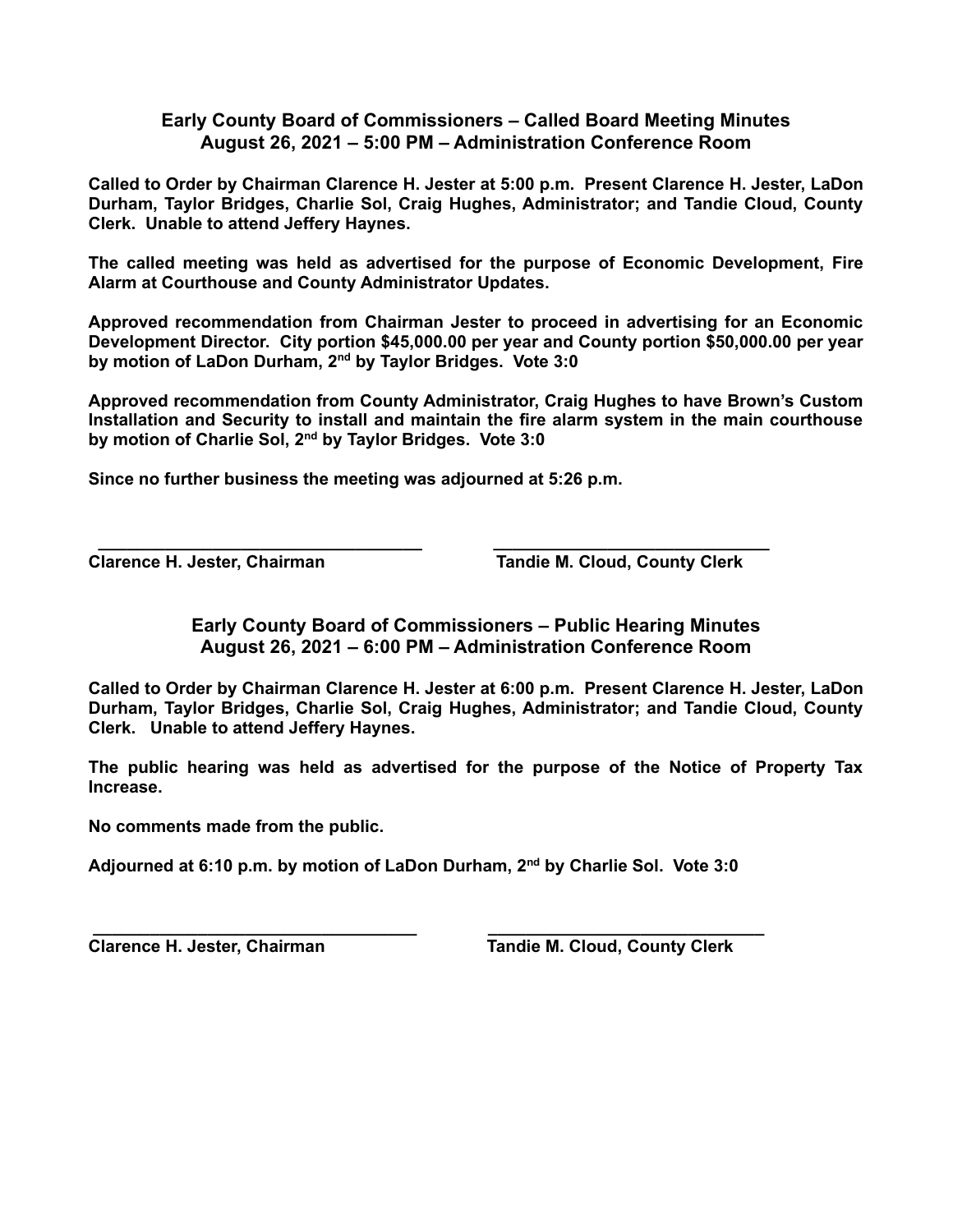## Early County Board of Commissioners – Called Board Meeting Minutes
## August 26, 2021 – 5:00 PM – Administration Conference Room

**Called to Order by Chairman Clarence H. Jester at 5:00 p.m. Present Clarence H. Jester, LaDon Durham, Taylor Bridges, Charlie Sol, Craig Hughes, Administrator; and Tandie Cloud, County Clerk. Unable to attend Jeffery Haynes.**

**The called meeting was held as advertised for the purpose of Economic Development, Fire Alarm at Courthouse and County Administrator Updates.**

**Approved recommendation from Chairman Jester to proceed in advertising for an Economic Development Director. City portion $45,000.00 per year and County portion $50,000.00 per year by motion of LaDon Durham, 2nd by Taylor Bridges. Vote 3:0**

**Approved recommendation from County Administrator, Craig Hughes to have Brown's Custom Installation and Security to install and maintain the fire alarm system in the main courthouse by motion of Charlie Sol, 2nd by Taylor Bridges. Vote 3:0**

**Since no further business the meeting was adjourned at 5:26 p.m.**

**______________________________ Clarence H. Jester, Chairman**

**______________________________ Tandie M. Cloud, County Clerk**

## Early County Board of Commissioners – Public Hearing Minutes
## August 26, 2021 – 6:00 PM – Administration Conference Room

**Called to Order by Chairman Clarence H. Jester at 6:00 p.m. Present Clarence H. Jester, LaDon Durham, Taylor Bridges, Charlie Sol, Craig Hughes, Administrator; and Tandie Cloud, County Clerk. Unable to attend Jeffery Haynes.**

**The public hearing was held as advertised for the purpose of the Notice of Property Tax Increase.**

**No comments made from the public.**

**Adjourned at 6:10 p.m. by motion of LaDon Durham, 2nd by Charlie Sol. Vote 3:0**

**______________________________ Clarence H. Jester, Chairman**

**______________________________ Tandie M. Cloud, County Clerk**